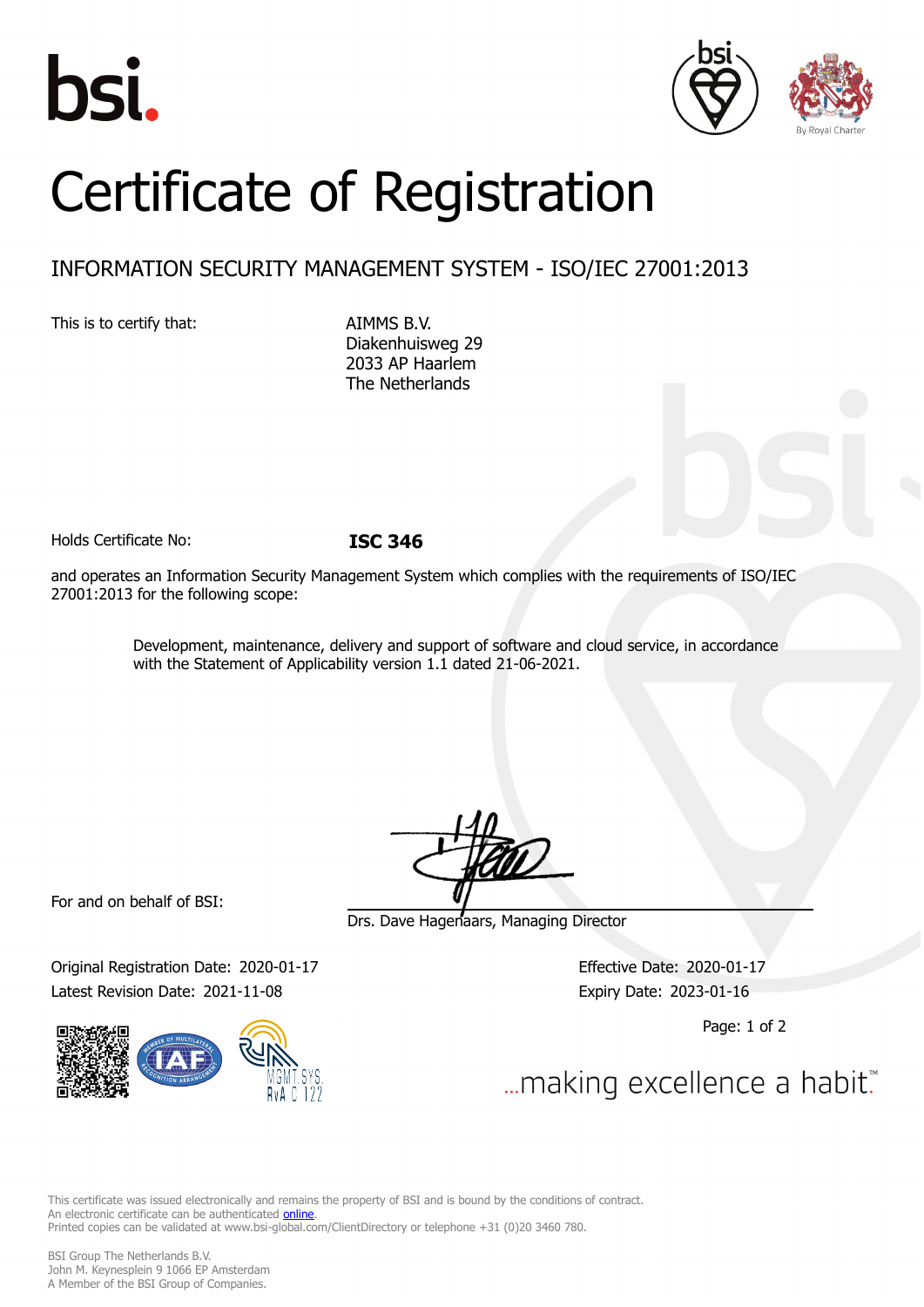# Certificate of Registration

## INFORMATION SECURITY MANAGEMENT SYSTEM - ISO/IEC 27001:2013

This is to certify that:

AIMMS B.V.
Diakenhuisweg 29
2033 AP Haarlem
The Netherlands

Holds Certificate No: **ISC 346**

and operates an Information Security Management System which complies with the requirements of ISO/IEC 27001:2013 for the following scope:

Development, maintenance, delivery and support of software and cloud service, in accordance with the Statement of Applicability version 1.1 dated 21-06-2021.

For and on behalf of BSI:

Drs. Dave Hagenaars, Managing Director

Original Registration Date: 2020-01-17
Latest Revision Date: 2021-11-08

Effective Date: 2020-01-17
Expiry Date: 2023-01-16

...making excellence a habit.™

This certificate was issued electronically and remains the property of BSI and is bound by the conditions of contract.
An electronic certificate can be authenticated online.
Printed copies can be validated at www.bsi-global.com/ClientDirectory or telephone +31 (0)20 3460 780.

BSI Group The Netherlands B.V.
John M. Keynesplein 9 1066 EP Amsterdam
A Member of the BSI Group of Companies.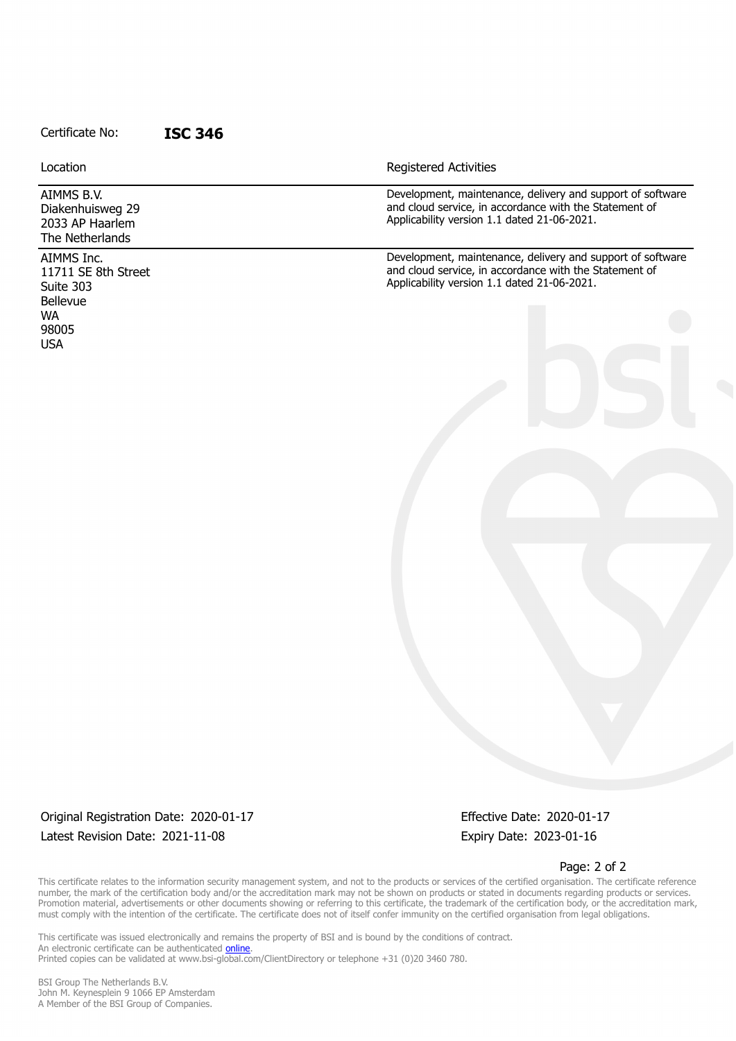Certificate No: **ISC 346**

| Location | Registered Activities |
| --- | --- |
| AIMMS B.V.<br>Diakenhuisweg 29<br>2033 AP Haarlem<br>The Netherlands | Development, maintenance, delivery and support of software and cloud service, in accordance with the Statement of Applicability version 1.1 dated 21-06-2021. |
| AIMMS Inc.<br>11711 SE 8th Street<br>Suite 303<br>Bellevue<br>WA<br>98005<br>USA | Development, maintenance, delivery and support of software and cloud service, in accordance with the Statement of Applicability version 1.1 dated 21-06-2021. |

Original Registration Date: 2020-01-17

Latest Revision Date: 2021-11-08

Effective Date: 2020-01-17

Expiry Date: 2023-01-16

This certificate relates to the information security management system, and not to the products or services of the certified organisation. The certificate reference number, the mark of the certification body and/or the accreditation mark may not be shown on products or stated in documents regarding products or services. Promotion material, advertisements or other documents showing or referring to this certificate, the trademark of the certification body, or the accreditation mark, must comply with the intention of the certificate. The certificate does not of itself confer immunity on the certified organisation from legal obligations.

This certificate was issued electronically and remains the property of BSI and is bound by the conditions of contract.
An electronic certificate can be authenticated online.
Printed copies can be validated at www.bsi-global.com/ClientDirectory or telephone +31 (0)20 3460 780.

BSI Group The Netherlands B.V.
John M. Keynesplein 9 1066 EP Amsterdam
A Member of the BSI Group of Companies.